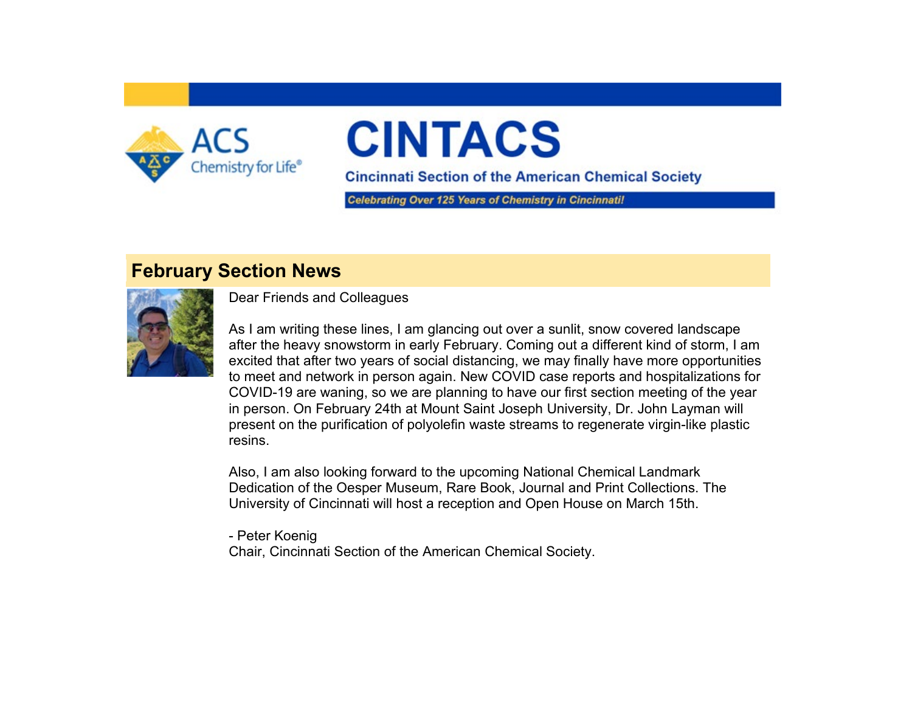# CINTACS

**Cincinnati Section of the American Chemical Society**

***Celebrating Over 125 Years of Chemistry in Cincinnati!***

## February Section News

Dear Friends and Colleagues

As I am writing these lines, I am glancing out over a sunlit, snow covered landscape after the heavy snowstorm in early February. Coming out a different kind of storm, I am excited that after two years of social distancing, we may finally have more opportunities to meet and network in person again. New COVID case reports and hospitalizations for COVID-19 are waning, so we are planning to have our first section meeting of the year in person. On February 24th at Mount Saint Joseph University, Dr. John Layman will present on the purification of polyolefin waste streams to regenerate virgin-like plastic resins.

Also, I am also looking forward to the upcoming National Chemical Landmark Dedication of the Oesper Museum, Rare Book, Journal and Print Collections. The University of Cincinnati will host a reception and Open House on March 15th.

- Peter Koenig
Chair, Cincinnati Section of the American Chemical Society.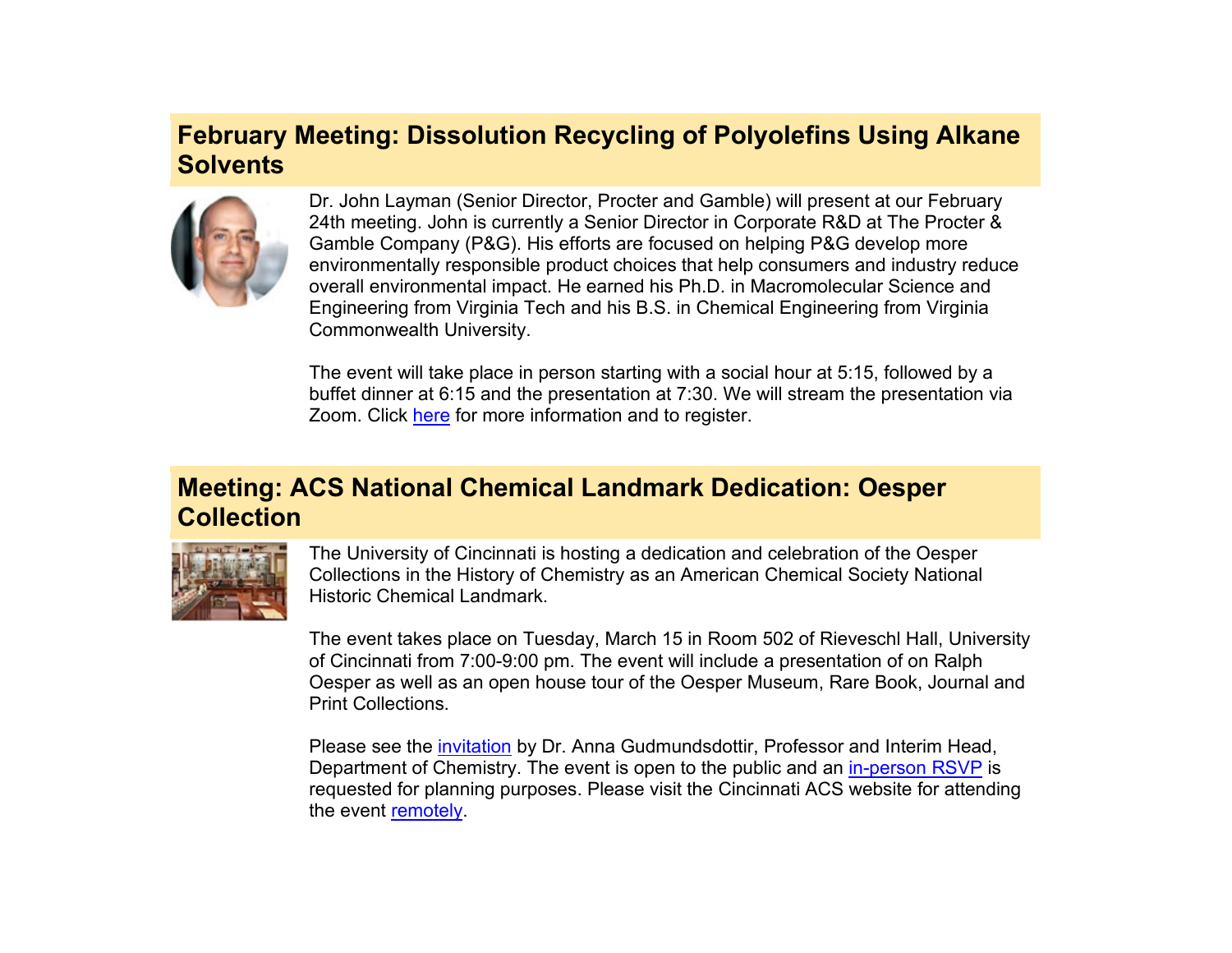## February Meeting: Dissolution Recycling of Polyolefins Using Alkane Solvents

Dr. John Layman (Senior Director, Procter and Gamble) will present at our February 24th meeting. John is currently a Senior Director in Corporate R&D at The Procter & Gamble Company (P&G). His efforts are focused on helping P&G develop more environmentally responsible product choices that help consumers and industry reduce overall environmental impact. He earned his Ph.D. in Macromolecular Science and Engineering from Virginia Tech and his B.S. in Chemical Engineering from Virginia Commonwealth University.

The event will take place in person starting with a social hour at 5:15, followed by a buffet dinner at 6:15 and the presentation at 7:30. We will stream the presentation via Zoom. Click here for more information and to register.

## Meeting: ACS National Chemical Landmark Dedication: Oesper Collection

The University of Cincinnati is hosting a dedication and celebration of the Oesper Collections in the History of Chemistry as an American Chemical Society National Historic Chemical Landmark.

The event takes place on Tuesday, March 15 in Room 502 of Rieveschl Hall, University of Cincinnati from 7:00-9:00 pm. The event will include a presentation of on Ralph Oesper as well as an open house tour of the Oesper Museum, Rare Book, Journal and Print Collections.

Please see the invitation by Dr. Anna Gudmundsdottir, Professor and Interim Head, Department of Chemistry. The event is open to the public and an in-person RSVP is requested for planning purposes. Please visit the Cincinnati ACS website for attending the event remotely.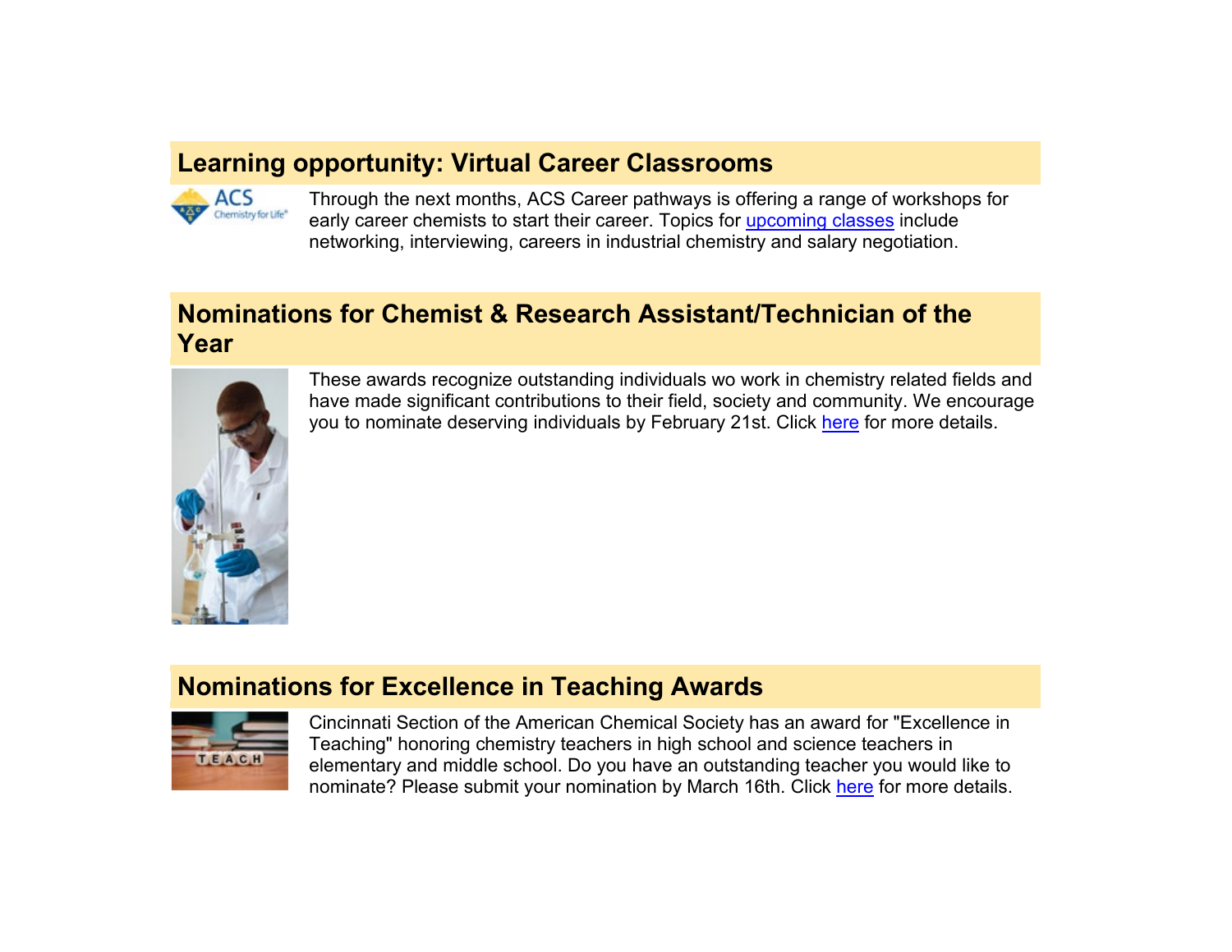## Learning opportunity: Virtual Career Classrooms

Through the next months, ACS Career pathways is offering a range of workshops for early career chemists to start their career. Topics for upcoming classes include networking, interviewing, careers in industrial chemistry and salary negotiation.

## Nominations for Chemist & Research Assistant/Technician of the Year

These awards recognize outstanding individuals wo work in chemistry related fields and have made significant contributions to their field, society and community. We encourage you to nominate deserving individuals by February 21st. Click here for more details.

## Nominations for Excellence in Teaching Awards

Cincinnati Section of the American Chemical Society has an award for "Excellence in Teaching" honoring chemistry teachers in high school and science teachers in elementary and middle school. Do you have an outstanding teacher you would like to nominate? Please submit your nomination by March 16th. Click here for more details.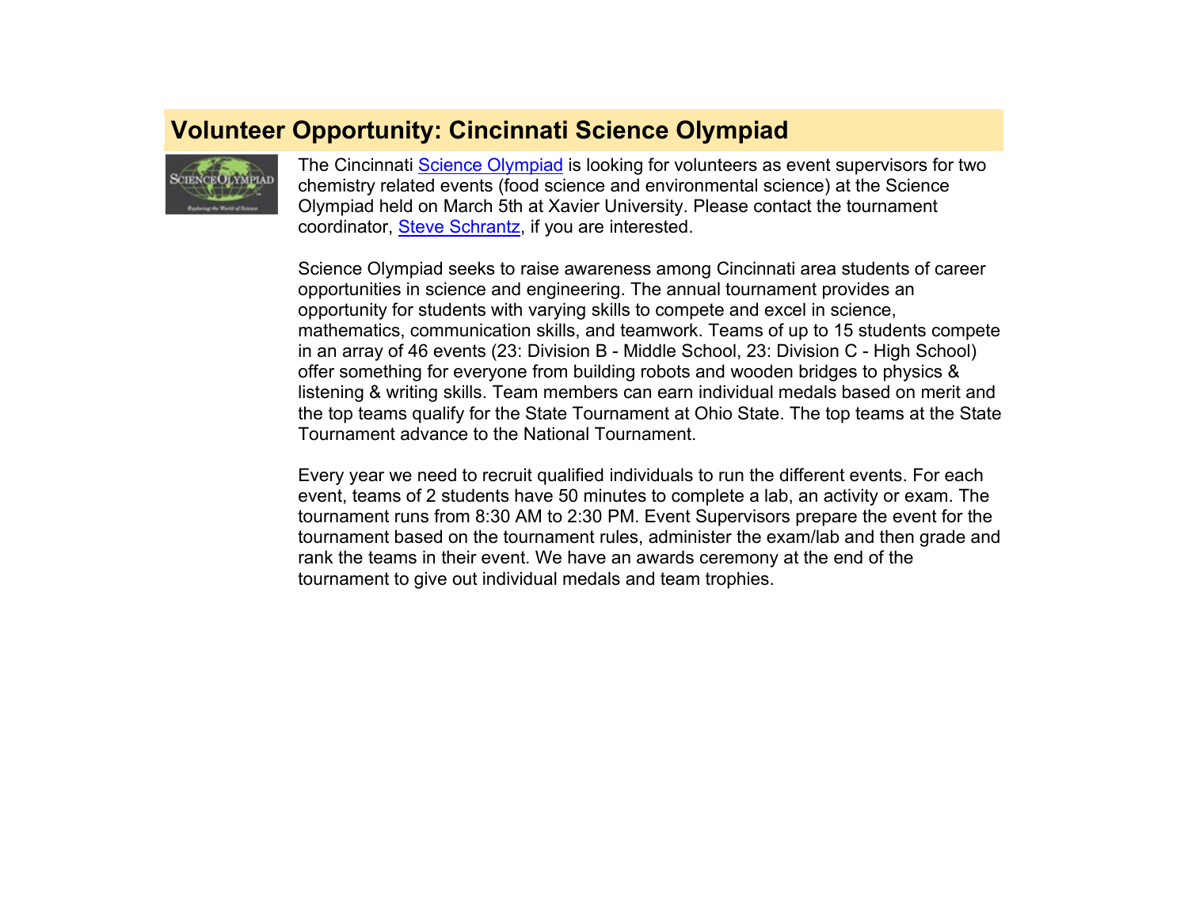## Volunteer Opportunity: Cincinnati Science Olympiad

The Cincinnati Science Olympiad is looking for volunteers as event supervisors for two chemistry related events (food science and environmental science) at the Science Olympiad held on March 5th at Xavier University. Please contact the tournament coordinator, Steve Schrantz, if you are interested.

Science Olympiad seeks to raise awareness among Cincinnati area students of career opportunities in science and engineering. The annual tournament provides an opportunity for students with varying skills to compete and excel in science, mathematics, communication skills, and teamwork. Teams of up to 15 students compete in an array of 46 events (23: Division B - Middle School, 23: Division C - High School) offer something for everyone from building robots and wooden bridges to physics & listening & writing skills. Team members can earn individual medals based on merit and the top teams qualify for the State Tournament at Ohio State. The top teams at the State Tournament advance to the National Tournament.

Every year we need to recruit qualified individuals to run the different events. For each event, teams of 2 students have 50 minutes to complete a lab, an activity or exam. The tournament runs from 8:30 AM to 2:30 PM. Event Supervisors prepare the event for the tournament based on the tournament rules, administer the exam/lab and then grade and rank the teams in their event. We have an awards ceremony at the end of the tournament to give out individual medals and team trophies.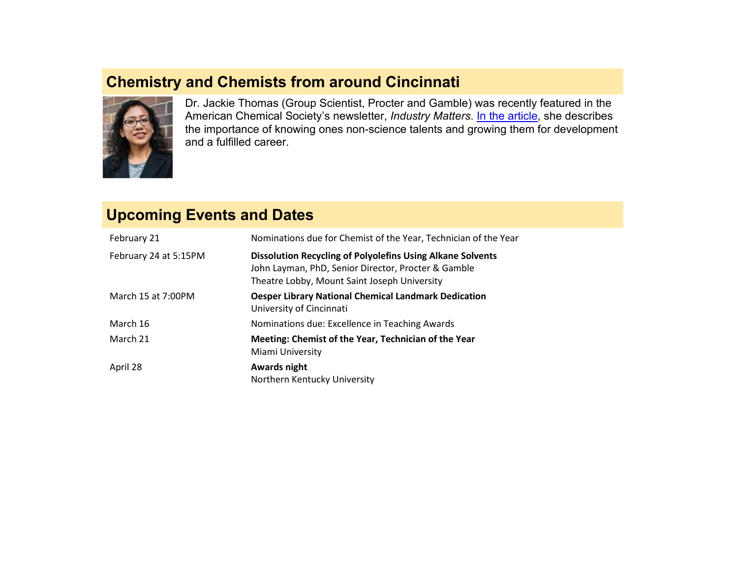## Chemistry and Chemists from around Cincinnati

Dr. Jackie Thomas (Group Scientist, Procter and Gamble) was recently featured in the American Chemical Society's newsletter, *Industry Matters*. In the article, she describes the importance of knowing ones non-science talents and growing them for development and a fulfilled career.

## Upcoming Events and Dates

| | |
|---|---|
| February 21 | Nominations due for Chemist of the Year, Technician of the Year |
| February 24 at 5:15PM | **Dissolution Recycling of Polyolefins Using Alkane Solvents**<br>John Layman, PhD, Senior Director, Procter & Gamble<br>Theatre Lobby, Mount Saint Joseph University |
| March 15 at 7:00PM | **Oesper Library National Chemical Landmark Dedication**<br>University of Cincinnati |
| March 16 | Nominations due: Excellence in Teaching Awards |
| March 21 | **Meeting: Chemist of the Year, Technician of the Year**<br>Miami University |
| April 28 | **Awards night**<br>Northern Kentucky University |